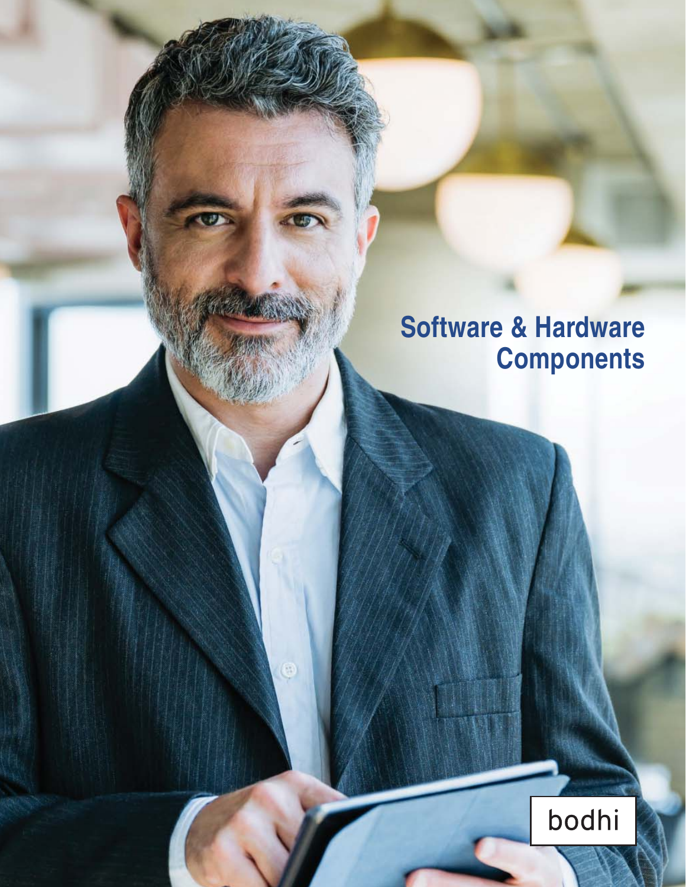# Software & Hardware Components

bodhi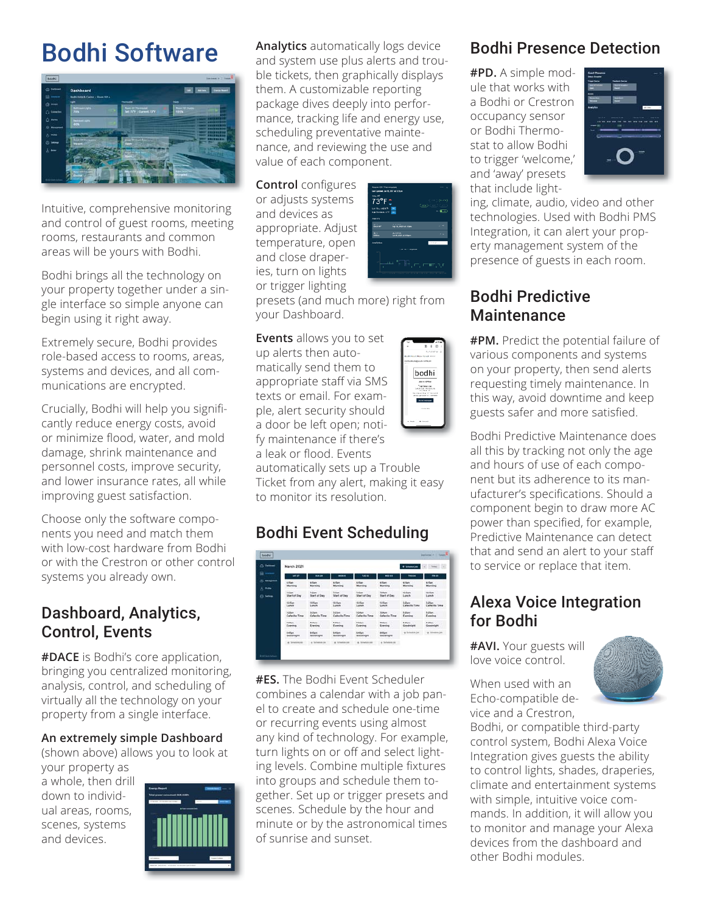# Bodhi Software

Intuitive, comprehensive monitoring and control of guest rooms, meeting rooms, restaurants and common areas will be yours with Bodhi.

Bodhi brings all the technology on your property together under a single interface so simple anyone can begin using it right away.

Extremely secure, Bodhi provides role-based access to rooms, areas, systems and devices, and all communications are encrypted.

Crucially, Bodhi will help you significantly reduce energy costs, avoid or minimize flood, water, and mold damage, shrink maintenance and personnel costs, improve security, and lower insurance rates, all while improving guest satisfaction.

Choose only the software components you need and match them with low-cost hardware from Bodhi or with the Crestron or other control systems you already own.

## Dashboard, Analytics, Control, Events

**#DACE** is Bodhi's core application, bringing you centralized monitoring, analysis, control, and scheduling of virtually all the technology on your property from a single interface.

**An extremely simple Dashboard** (shown above) allows you to look at your property as a whole, then drill down to individual areas, rooms, scenes, systems and devices.

**Analytics** automatically logs device and system use plus alerts and trouble tickets, then graphically displays them. A customizable reporting package dives deeply into performance, tracking life and energy use, scheduling preventative maintenance, and reviewing the use and value of each component.

**Control** configures or adjusts systems and devices as appropriate. Adjust temperature, open and close draperies, turn on lights or trigger lighting presets (and much more) right from your Dashboard.

**Events** allows you to set up alerts then automatically send them to appropriate staff via SMS texts or email. For example, alert security should a door be left open; notify maintenance if there's a leak or flood. Events automatically sets up a Trouble Ticket from any alert, making it easy to monitor its resolution.

## Bodhi Event Scheduling

**#ES.** The Bodhi Event Scheduler combines a calendar with a job panel to create and schedule one-time or recurring events using almost any kind of technology. For example, turn lights on or off and select lighting levels. Combine multiple fixtures into groups and schedule them together. Set up or trigger presets and scenes. Schedule by the hour and minute or by the astronomical times of sunrise and sunset.

## Bodhi Presence Detection

**#PD.** A simple module that works with a Bodhi or Crestron occupancy sensor or Bodhi Thermostat to allow Bodhi to trigger 'welcome,' and 'away' presets that include lighting, climate, audio, video and other technologies. Used with Bodhi PMS Integration, it can alert your property management system of the presence of guests in each room.

## Bodhi Predictive Maintenance

**#PM.** Predict the potential failure of various components and systems on your property, then send alerts requesting timely maintenance. In this way, avoid downtime and keep guests safer and more satisfied.

Bodhi Predictive Maintenance does all this by tracking not only the age and hours of use of each component but its adherence to its manufacturer's specifications. Should a component begin to draw more AC power than specified, for example, Predictive Maintenance can detect that and send an alert to your staff to service or replace that item.

## Alexa Voice Integration for Bodhi

**#AVI.** Your guests will love voice control.

When used with an Echo-compatible device and a Crestron, Bodhi, or compatible third-party control system, Bodhi Alexa Voice Integration gives guests the ability to control lights, shades, draperies, climate and entertainment systems with simple, intuitive voice commands. In addition, it will allow you to monitor and manage your Alexa devices from the dashboard and other Bodhi modules.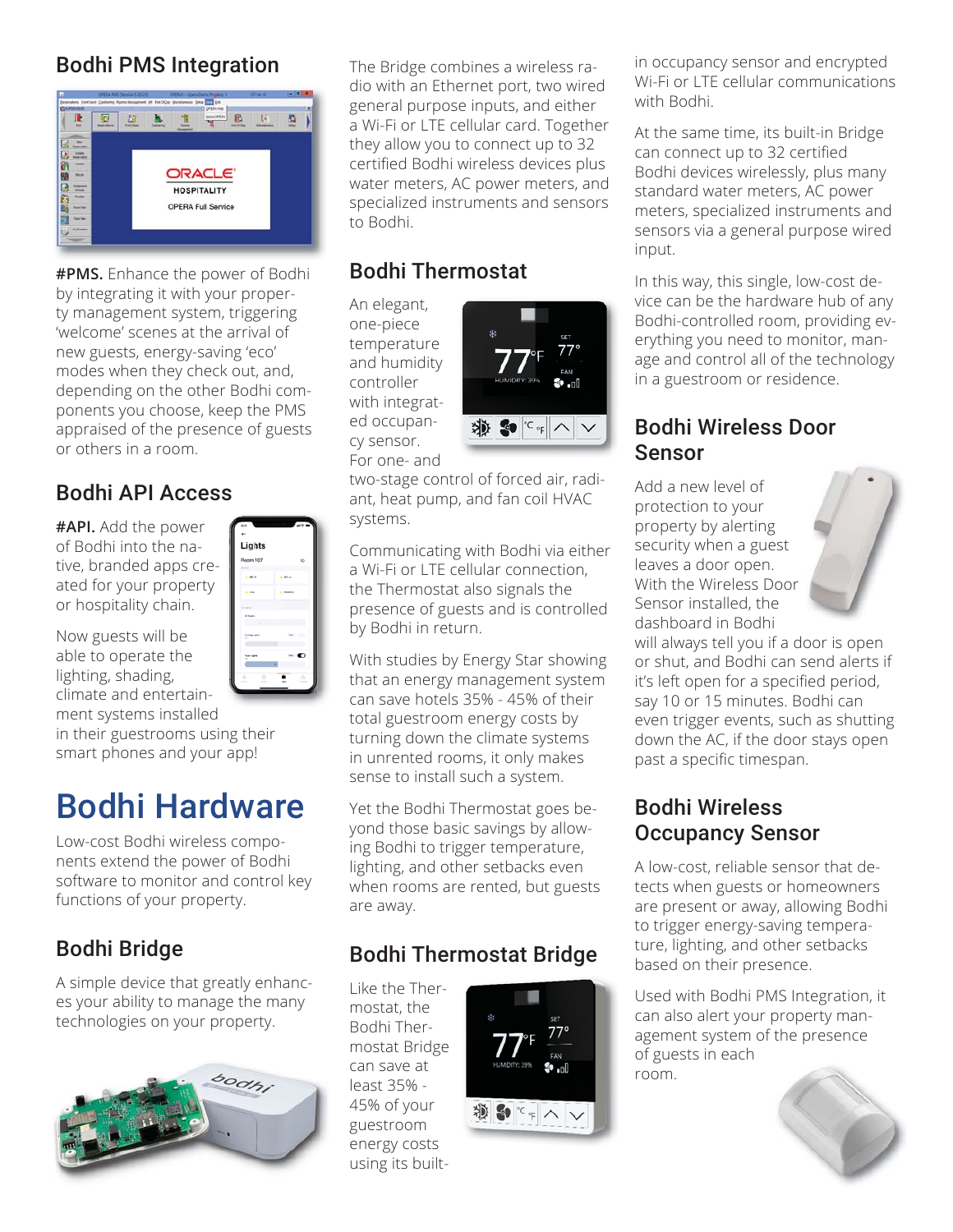## Bodhi PMS Integration

**#PMS.** Enhance the power of Bodhi by integrating it with your property management system, triggering 'welcome' scenes at the arrival of new guests, energy-saving 'eco' modes when they check out, and, depending on the other Bodhi components you choose, keep the PMS appraised of the presence of guests or others in a room.

## Bodhi API Access

**#API.** Add the power of Bodhi into the native, branded apps created for your property or hospitality chain.

Now guests will be able to operate the lighting, shading, climate and entertainment systems installed in their guestrooms using their smart phones and your app!

# Bodhi Hardware

Low-cost Bodhi wireless components extend the power of Bodhi software to monitor and control key functions of your property.

## Bodhi Bridge

A simple device that greatly enhances your ability to manage the many technologies on your property.

The Bridge combines a wireless radio with an Ethernet port, two wired general purpose inputs, and either a Wi-Fi or LTE cellular card. Together they allow you to connect up to 32 certified Bodhi wireless devices plus water meters, AC power meters, and specialized instruments and sensors to Bodhi.

## Bodhi Thermostat

An elegant, one-piece temperature and humidity controller with integrated occupancy sensor. For one- and two-stage control of forced air, radiant, heat pump, and fan coil HVAC systems.

Communicating with Bodhi via either a Wi-Fi or LTE cellular connection, the Thermostat also signals the presence of guests and is controlled by Bodhi in return.

With studies by Energy Star showing that an energy management system can save hotels 35% - 45% of their total guestroom energy costs by turning down the climate systems in unrented rooms, it only makes sense to install such a system.

Yet the Bodhi Thermostat goes beyond those basic savings by allowing Bodhi to trigger temperature, lighting, and other setbacks even when rooms are rented, but guests are away.

## Bodhi Thermostat Bridge

Like the Thermostat, the Bodhi Thermostat Bridge can save at least 35% - 45% of your guestroom energy costs using its built-in occupancy sensor and encrypted Wi-Fi or LTE cellular communications with Bodhi.

At the same time, its built-in Bridge can connect up to 32 certified Bodhi devices wirelessly, plus many standard water meters, AC power meters, specialized instruments and sensors via a general purpose wired input.

In this way, this single, low-cost device can be the hardware hub of any Bodhi-controlled room, providing everything you need to monitor, manage and control all of the technology in a guestroom or residence.

## Bodhi Wireless Door Sensor

Add a new level of protection to your property by alerting security when a guest leaves a door open. With the Wireless Door Sensor installed, the dashboard in Bodhi will always tell you if a door is open or shut, and Bodhi can send alerts if it's left open for a specified period, say 10 or 15 minutes. Bodhi can even trigger events, such as shutting down the AC, if the door stays open past a specific timespan.

## Bodhi Wireless Occupancy Sensor

A low-cost, reliable sensor that detects when guests or homeowners are present or away, allowing Bodhi to trigger energy-saving temperature, lighting, and other setbacks based on their presence.

Used with Bodhi PMS Integration, it can also alert your property management system of the presence of guests in each room.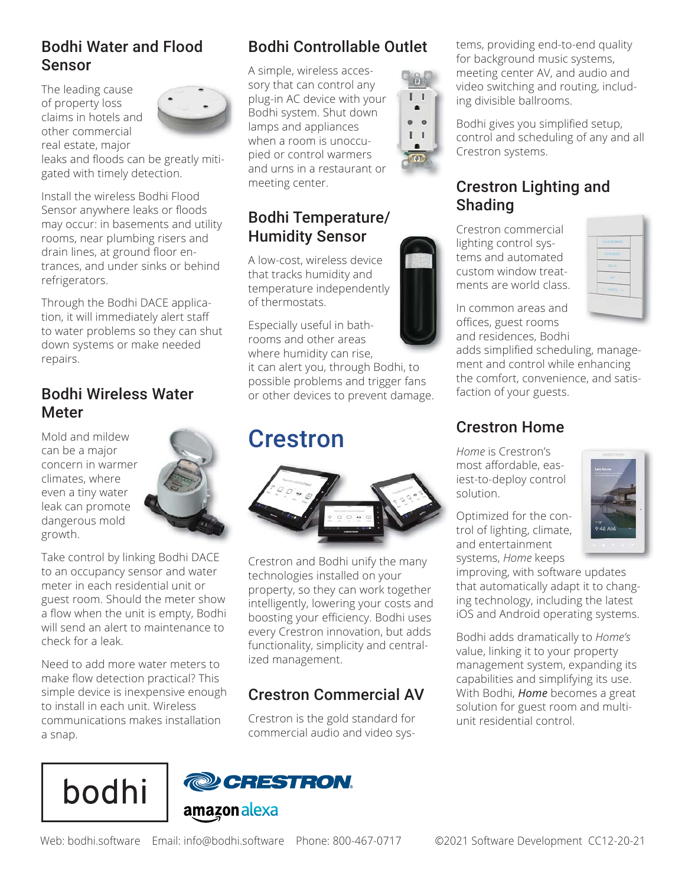## Bodhi Water and Flood Sensor

The leading cause of property loss claims in hotels and other commercial real estate, major leaks and floods can be greatly mitigated with timely detection.

Install the wireless Bodhi Flood Sensor anywhere leaks or floods may occur: in basements and utility rooms, near plumbing risers and drain lines, at ground floor entrances, and under sinks or behind refrigerators.

Through the Bodhi DACE application, it will immediately alert staff to water problems so they can shut down systems or make needed repairs.

## Bodhi Wireless Water Meter

Mold and mildew can be a major concern in warmer climates, where even a tiny water leak can promote dangerous mold growth.

Take control by linking Bodhi DACE to an occupancy sensor and water meter in each residential unit or guest room. Should the meter show a flow when the unit is empty, Bodhi will send an alert to maintenance to check for a leak.

Need to add more water meters to make flow detection practical? This simple device is inexpensive enough to install in each unit. Wireless communications makes installation a snap.

## Bodhi Controllable Outlet

A simple, wireless accessory that can control any plug-in AC device with your Bodhi system. Shut down lamps and appliances when a room is unoccupied or control warmers and urns in a restaurant or meeting center.

## Bodhi Temperature/ Humidity Sensor

A low-cost, wireless device that tracks humidity and temperature independently of thermostats.

Especially useful in bathrooms and other areas where humidity can rise, it can alert you, through Bodhi, to possible problems and trigger fans or other devices to prevent damage.

# Crestron

Crestron and Bodhi unify the many technologies installed on your property, so they can work together intelligently, lowering your costs and boosting your efficiency. Bodhi uses every Crestron innovation, but adds functionality, simplicity and centralized management.

## Crestron Commercial AV

Crestron is the gold standard for commercial audio and video systems, providing end-to-end quality for background music systems, meeting center AV, and audio and video switching and routing, including divisible ballrooms.

Bodhi gives you simplified setup, control and scheduling of any and all Crestron systems.

## Crestron Lighting and Shading

Crestron commercial lighting control systems and automated custom window treatments are world class.

In common areas and offices, guest rooms and residences, Bodhi adds simplified scheduling, management and control while enhancing the comfort, convenience, and satisfaction of your guests.

## Crestron Home

*Home* is Crestron's most affordable, easiest-to-deploy control solution.

Optimized for the control of lighting, climate, and entertainment systems, *Home* keeps improving, with software updates that automatically adapt it to changing technology, including the latest iOS and Android operating systems.

Bodhi adds dramatically to *Home's* value, linking it to your property management system, expanding its capabilities and simplifying its use. With Bodhi, ***Home*** becomes a great solution for guest room and multi-unit residential control.

bodhi

CRESTRON

amazon alexa

Web: bodhi.software Email: info@bodhi.software Phone: 800-467-0717 ©2021 Software Development CC12-20-21